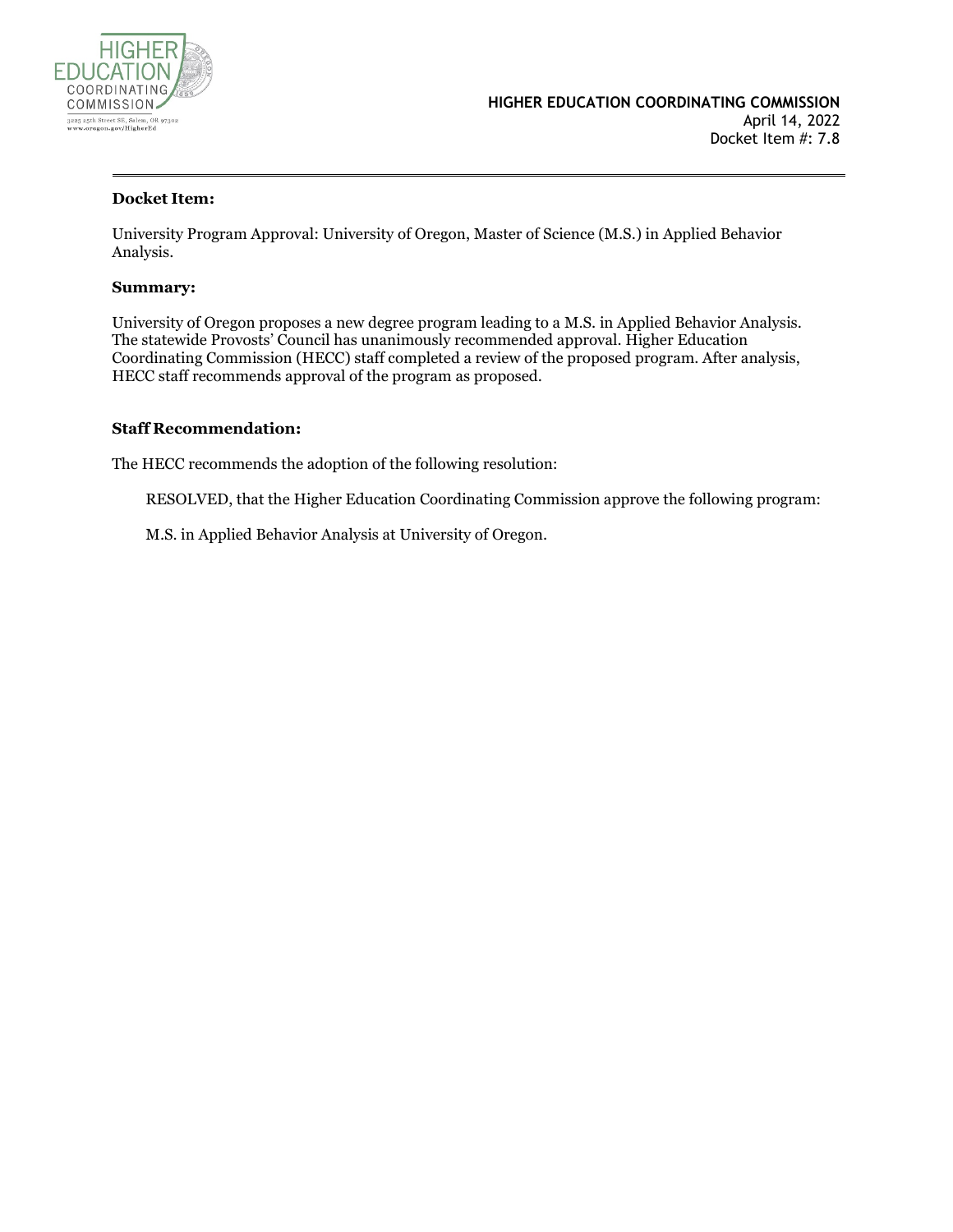HIGHER EDUCATION COORDINATING COMMISSION

3225 25th Street SE, Salem, OR 97302
www.oregon.gov/HigherEd

**HIGHER EDUCATION COORDINATING COMMISSION**
April 14, 2022
Docket Item #: 7.8

---

**Docket Item:**

University Program Approval: University of Oregon, Master of Science (M.S.) in Applied Behavior Analysis.

**Summary:**

University of Oregon proposes a new degree program leading to a M.S. in Applied Behavior Analysis. The statewide Provosts' Council has unanimously recommended approval. Higher Education Coordinating Commission (HECC) staff completed a review of the proposed program. After analysis, HECC staff recommends approval of the program as proposed.

**Staff Recommendation:**

The HECC recommends the adoption of the following resolution:

> RESOLVED, that the Higher Education Coordinating Commission approve the following program:
>
> M.S. in Applied Behavior Analysis at University of Oregon.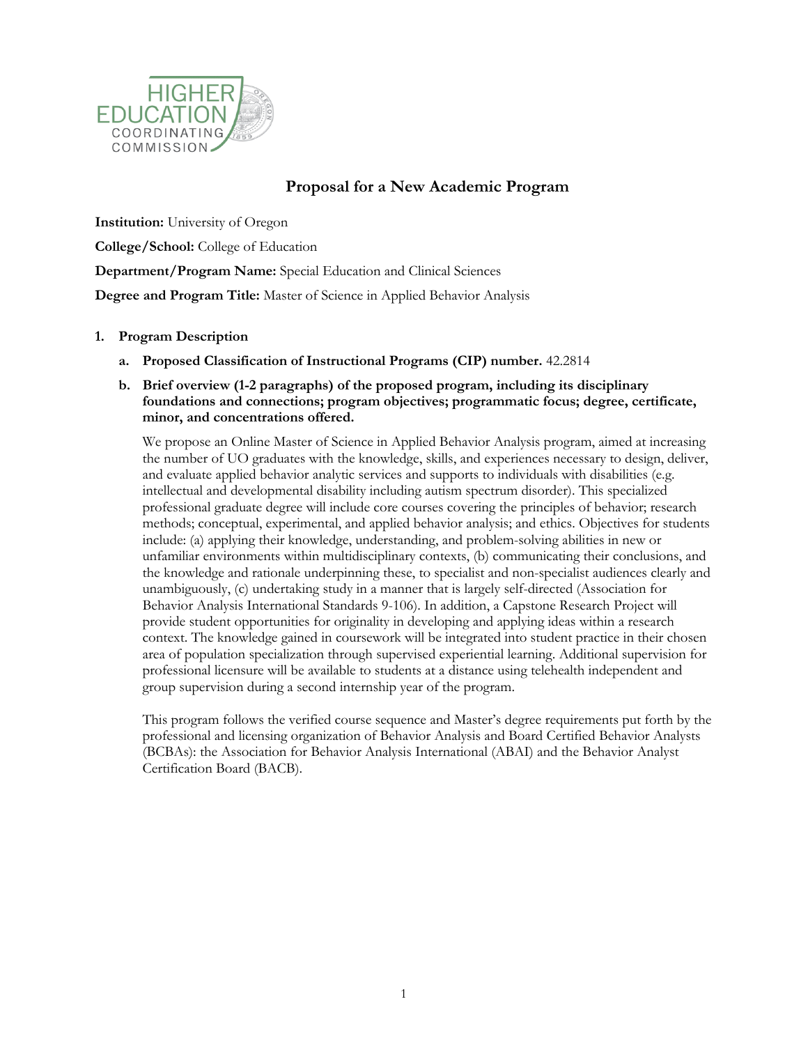# Proposal for a New Academic Program

**Institution:** University of Oregon

**College/School:** College of Education

**Department/Program Name:** Special Education and Clinical Sciences

**Degree and Program Title:** Master of Science in Applied Behavior Analysis

1. **Program Description**

   a. **Proposed Classification of Instructional Programs (CIP) number.** 42.2814

   b. **Brief overview (1-2 paragraphs) of the proposed program, including its disciplinary foundations and connections; program objectives; programmatic focus; degree, certificate, minor, and concentrations offered.**

   We propose an Online Master of Science in Applied Behavior Analysis program, aimed at increasing the number of UO graduates with the knowledge, skills, and experiences necessary to design, deliver, and evaluate applied behavior analytic services and supports to individuals with disabilities (e.g. intellectual and developmental disability including autism spectrum disorder). This specialized professional graduate degree will include core courses covering the principles of behavior; research methods; conceptual, experimental, and applied behavior analysis; and ethics. Objectives for students include: (a) applying their knowledge, understanding, and problem-solving abilities in new or unfamiliar environments within multidisciplinary contexts, (b) communicating their conclusions, and the knowledge and rationale underpinning these, to specialist and non-specialist audiences clearly and unambiguously, (c) undertaking study in a manner that is largely self-directed (Association for Behavior Analysis International Standards 9-106). In addition, a Capstone Research Project will provide student opportunities for originality in developing and applying ideas within a research context. The knowledge gained in coursework will be integrated into student practice in their chosen area of population specialization through supervised experiential learning. Additional supervision for professional licensure will be available to students at a distance using telehealth independent and group supervision during a second internship year of the program.

   This program follows the verified course sequence and Master's degree requirements put forth by the professional and licensing organization of Behavior Analysis and Board Certified Behavior Analysts (BCBAs): the Association for Behavior Analysis International (ABAI) and the Behavior Analyst Certification Board (BACB).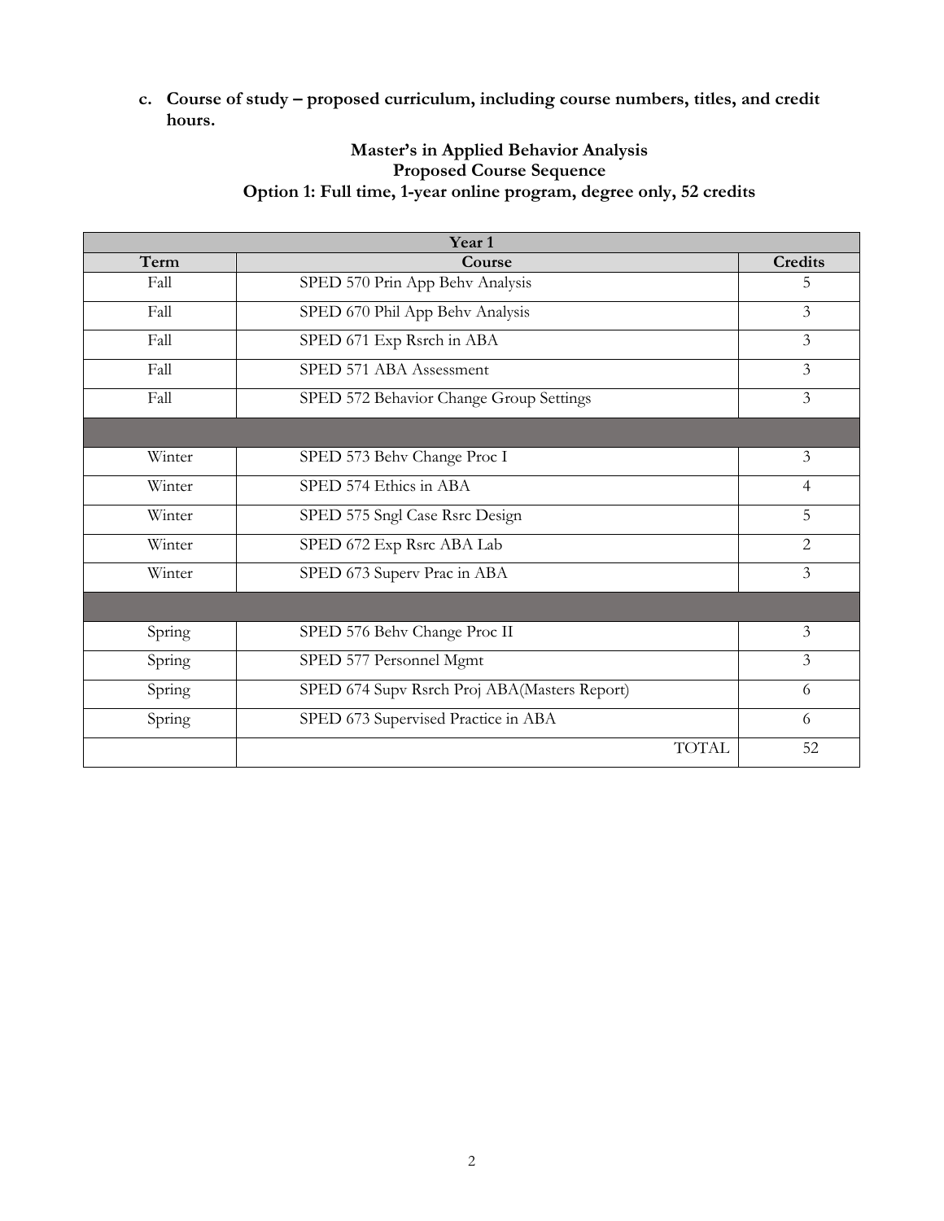**c. Course of study – proposed curriculum, including course numbers, titles, and credit hours.**

**Master's in Applied Behavior Analysis**
**Proposed Course Sequence**
**Option 1: Full time, 1-year online program, degree only, 52 credits**

| Year 1 | | |
|---|---|---|
| **Term** | **Course** | **Credits** |
| Fall | SPED 570 Prin App Behv Analysis | 5 |
| Fall | SPED 670 Phil App Behv Analysis | 3 |
| Fall | SPED 671 Exp Rsrch in ABA | 3 |
| Fall | SPED 571 ABA Assessment | 3 |
| Fall | SPED 572 Behavior Change Group Settings | 3 |
| | | |
| Winter | SPED 573 Behv Change Proc I | 3 |
| Winter | SPED 574 Ethics in ABA | 4 |
| Winter | SPED 575 Sngl Case Rsrc Design | 5 |
| Winter | SPED 672 Exp Rsrc ABA Lab | 2 |
| Winter | SPED 673 Superv Prac in ABA | 3 |
| | | |
| Spring | SPED 576 Behv Change Proc II | 3 |
| Spring | SPED 577 Personnel Mgmt | 3 |
| Spring | SPED 674 Supv Rsrch Proj ABA(Masters Report) | 6 |
| Spring | SPED 673 Supervised Practice in ABA | 6 |
| | TOTAL | 52 |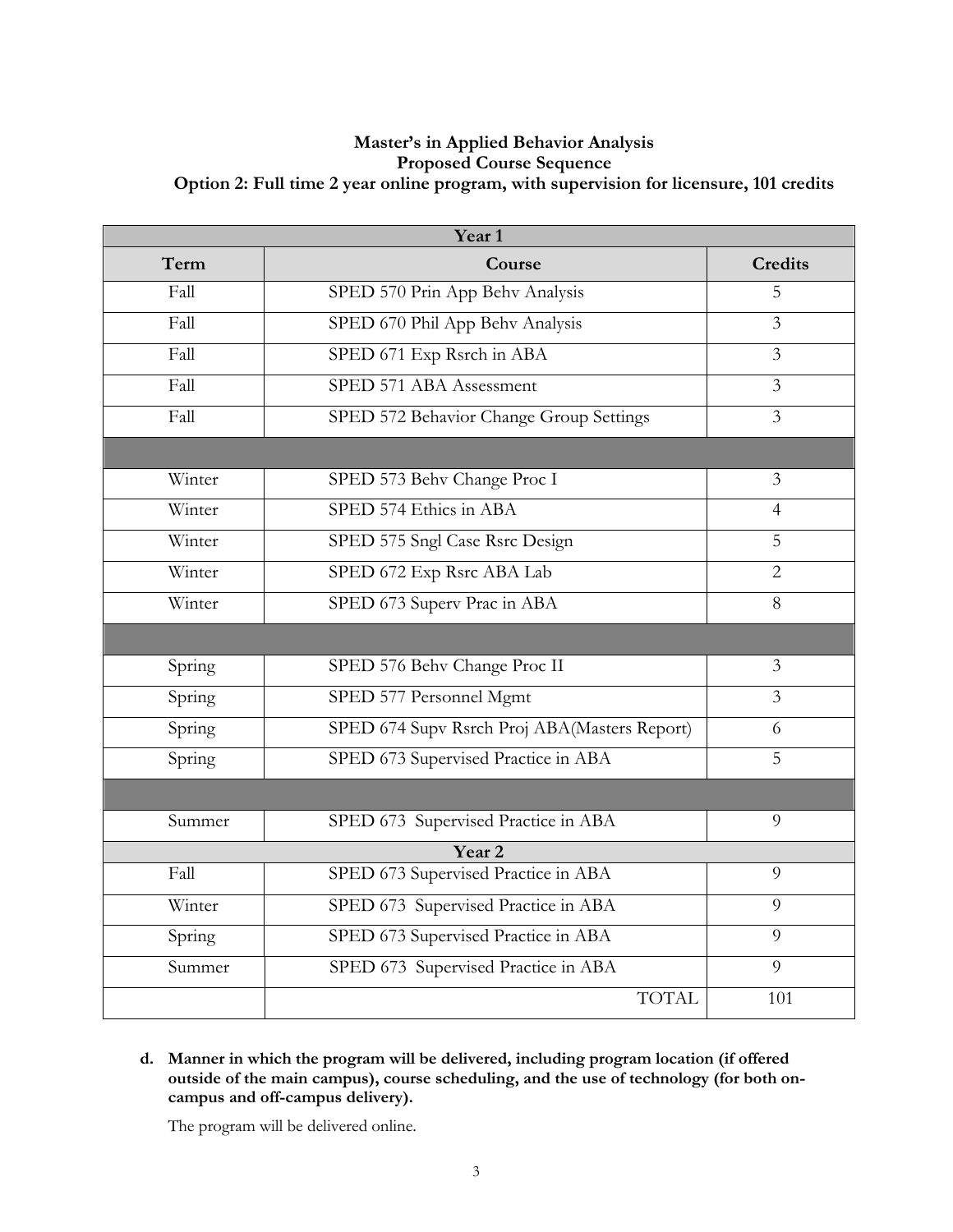**Master's in Applied Behavior Analysis**
**Proposed Course Sequence**
**Option 2: Full time 2 year online program, with supervision for licensure, 101 credits**

| Year 1 | | |
|---|---|---|
| **Term** | **Course** | **Credits** |
| Fall | SPED 570 Prin App Behv Analysis | 5 |
| Fall | SPED 670 Phil App Behv Analysis | 3 |
| Fall | SPED 671 Exp Rsrch in ABA | 3 |
| Fall | SPED 571 ABA Assessment | 3 |
| Fall | SPED 572 Behavior Change Group Settings | 3 |
| | | |
| Winter | SPED 573 Behv Change Proc I | 3 |
| Winter | SPED 574 Ethics in ABA | 4 |
| Winter | SPED 575 Sngl Case Rsrc Design | 5 |
| Winter | SPED 672 Exp Rsrc ABA Lab | 2 |
| Winter | SPED 673 Superv Prac in ABA | 8 |
| | | |
| Spring | SPED 576 Behv Change Proc II | 3 |
| Spring | SPED 577 Personnel Mgmt | 3 |
| Spring | SPED 674 Supv Rsrch Proj ABA(Masters Report) | 6 |
| Spring | SPED 673 Supervised Practice in ABA | 5 |
| | | |
| Summer | SPED 673 Supervised Practice in ABA | 9 |
| **Year 2** | | |
| Fall | SPED 673 Supervised Practice in ABA | 9 |
| Winter | SPED 673 Supervised Practice in ABA | 9 |
| Spring | SPED 673 Supervised Practice in ABA | 9 |
| Summer | SPED 673 Supervised Practice in ABA | 9 |
| | TOTAL | 101 |

**d. Manner in which the program will be delivered, including program location (if offered outside of the main campus), course scheduling, and the use of technology (for both on-campus and off-campus delivery).**

The program will be delivered online.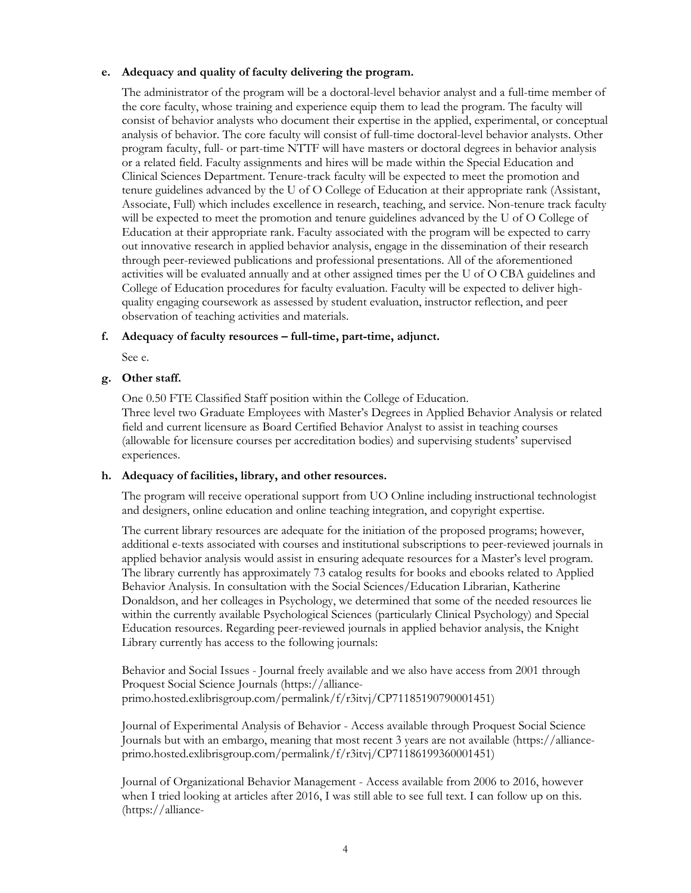**e. Adequacy and quality of faculty delivering the program.**

The administrator of the program will be a doctoral-level behavior analyst and a full-time member of the core faculty, whose training and experience equip them to lead the program. The faculty will consist of behavior analysts who document their expertise in the applied, experimental, or conceptual analysis of behavior. The core faculty will consist of full-time doctoral-level behavior analysts. Other program faculty, full- or part-time NTTF will have masters or doctoral degrees in behavior analysis or a related field. Faculty assignments and hires will be made within the Special Education and Clinical Sciences Department. Tenure-track faculty will be expected to meet the promotion and tenure guidelines advanced by the U of O College of Education at their appropriate rank (Assistant, Associate, Full) which includes excellence in research, teaching, and service. Non-tenure track faculty will be expected to meet the promotion and tenure guidelines advanced by the U of O College of Education at their appropriate rank. Faculty associated with the program will be expected to carry out innovative research in applied behavior analysis, engage in the dissemination of their research through peer-reviewed publications and professional presentations. All of the aforementioned activities will be evaluated annually and at other assigned times per the U of O CBA guidelines and College of Education procedures for faculty evaluation. Faculty will be expected to deliver high-quality engaging coursework as assessed by student evaluation, instructor reflection, and peer observation of teaching activities and materials.

**f. Adequacy of faculty resources – full-time, part-time, adjunct.**

See e.

**g. Other staff.**

One 0.50 FTE Classified Staff position within the College of Education.
Three level two Graduate Employees with Master's Degrees in Applied Behavior Analysis or related field and current licensure as Board Certified Behavior Analyst to assist in teaching courses (allowable for licensure courses per accreditation bodies) and supervising students' supervised experiences.

**h. Adequacy of facilities, library, and other resources.**

The program will receive operational support from UO Online including instructional technologist and designers, online education and online teaching integration, and copyright expertise.

The current library resources are adequate for the initiation of the proposed programs; however, additional e-texts associated with courses and institutional subscriptions to peer-reviewed journals in applied behavior analysis would assist in ensuring adequate resources for a Master's level program. The library currently has approximately 73 catalog results for books and ebooks related to Applied Behavior Analysis. In consultation with the Social Sciences/Education Librarian, Katherine Donaldson, and her colleages in Psychology, we determined that some of the needed resources lie within the currently available Psychological Sciences (particularly Clinical Psychology) and Special Education resources. Regarding peer-reviewed journals in applied behavior analysis, the Knight Library currently has access to the following journals:

Behavior and Social Issues - Journal freely available and we also have access from 2001 through Proquest Social Science Journals (https://alliance-primo.hosted.exlibrisgroup.com/permalink/f/r3itvj/CP71185190790001451)

Journal of Experimental Analysis of Behavior - Access available through Proquest Social Science Journals but with an embargo, meaning that most recent 3 years are not available (https://alliance-primo.hosted.exlibrisgroup.com/permalink/f/r3itvj/CP71186199360001451)

Journal of Organizational Behavior Management - Access available from 2006 to 2016, however when I tried looking at articles after 2016, I was still able to see full text. I can follow up on this. (https://alliance-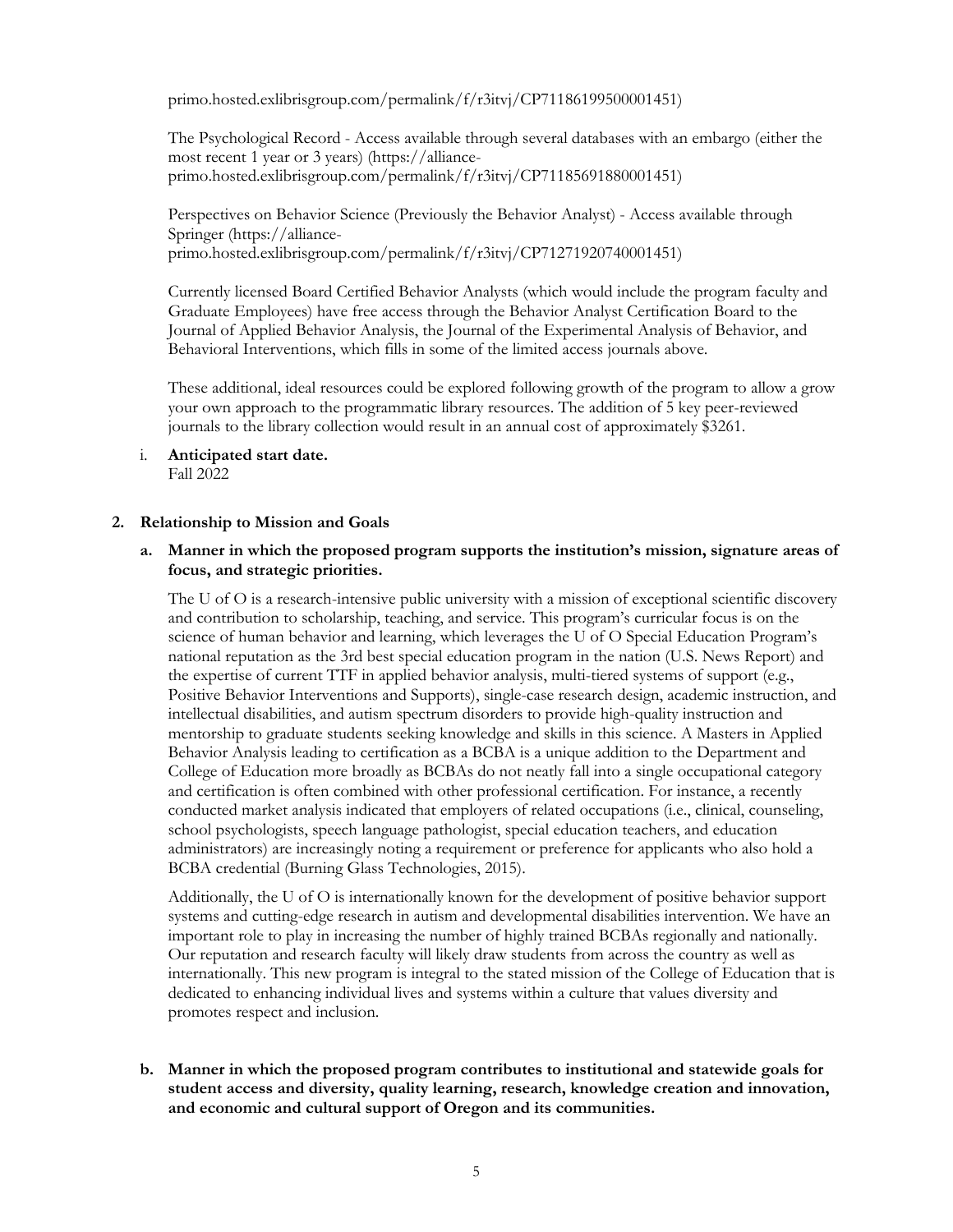primo.hosted.exlibrisgroup.com/permalink/f/r3itvj/CP71186199500001451)

The Psychological Record - Access available through several databases with an embargo (either the most recent 1 year or 3 years) (https://alliance-primo.hosted.exlibrisgroup.com/permalink/f/r3itvj/CP71185691880001451)

Perspectives on Behavior Science (Previously the Behavior Analyst) - Access available through Springer (https://alliance-primo.hosted.exlibrisgroup.com/permalink/f/r3itvj/CP71271920740001451)

Currently licensed Board Certified Behavior Analysts (which would include the program faculty and Graduate Employees) have free access through the Behavior Analyst Certification Board to the Journal of Applied Behavior Analysis, the Journal of the Experimental Analysis of Behavior, and Behavioral Interventions, which fills in some of the limited access journals above.

These additional, ideal resources could be explored following growth of the program to allow a grow your own approach to the programmatic library resources. The addition of 5 key peer-reviewed journals to the library collection would result in an annual cost of approximately $3261.

i. **Anticipated start date.**
Fall 2022

## 2. Relationship to Mission and Goals

### a. Manner in which the proposed program supports the institution's mission, signature areas of focus, and strategic priorities.

The U of O is a research-intensive public university with a mission of exceptional scientific discovery and contribution to scholarship, teaching, and service. This program's curricular focus is on the science of human behavior and learning, which leverages the U of O Special Education Program's national reputation as the 3rd best special education program in the nation (U.S. News Report) and the expertise of current TTF in applied behavior analysis, multi-tiered systems of support (e.g., Positive Behavior Interventions and Supports), single-case research design, academic instruction, and intellectual disabilities, and autism spectrum disorders to provide high-quality instruction and mentorship to graduate students seeking knowledge and skills in this science. A Masters in Applied Behavior Analysis leading to certification as a BCBA is a unique addition to the Department and College of Education more broadly as BCBAs do not neatly fall into a single occupational category and certification is often combined with other professional certification. For instance, a recently conducted market analysis indicated that employers of related occupations (i.e., clinical, counseling, school psychologists, speech language pathologist, special education teachers, and education administrators) are increasingly noting a requirement or preference for applicants who also hold a BCBA credential (Burning Glass Technologies, 2015).

Additionally, the U of O is internationally known for the development of positive behavior support systems and cutting-edge research in autism and developmental disabilities intervention. We have an important role to play in increasing the number of highly trained BCBAs regionally and nationally. Our reputation and research faculty will likely draw students from across the country as well as internationally. This new program is integral to the stated mission of the College of Education that is dedicated to enhancing individual lives and systems within a culture that values diversity and promotes respect and inclusion.

### b. Manner in which the proposed program contributes to institutional and statewide goals for student access and diversity, quality learning, research, knowledge creation and innovation, and economic and cultural support of Oregon and its communities.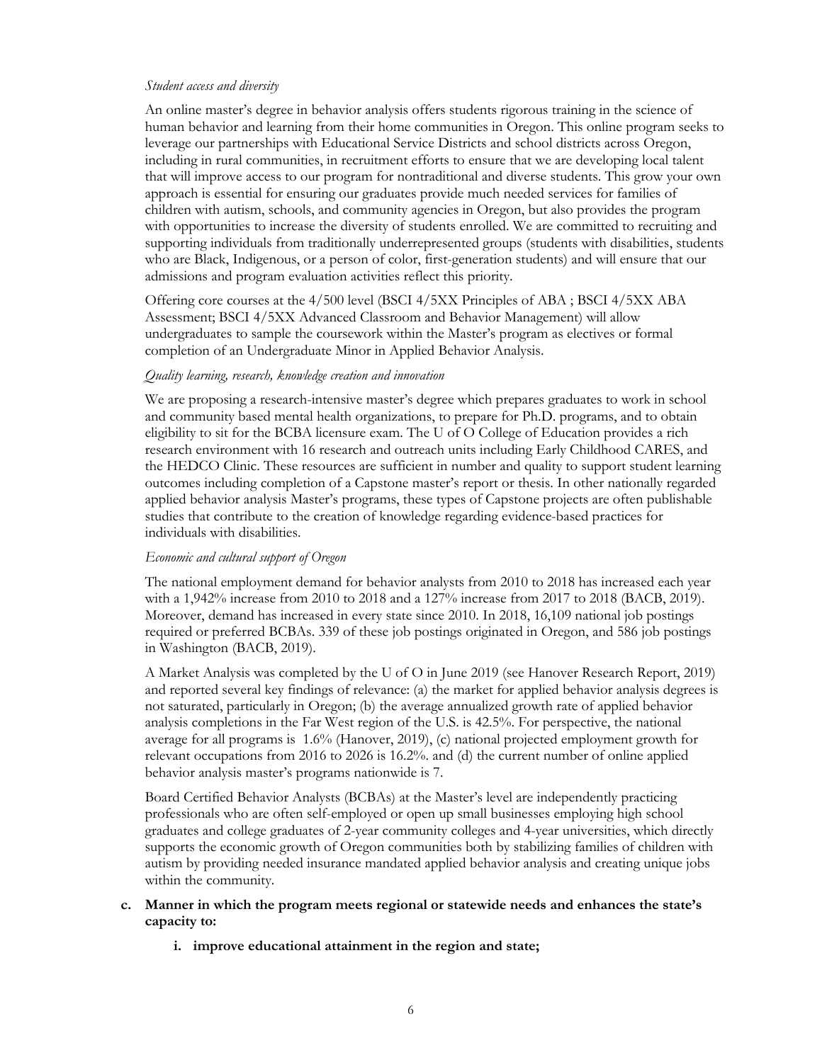*Student access and diversity*

An online master's degree in behavior analysis offers students rigorous training in the science of human behavior and learning from their home communities in Oregon. This online program seeks to leverage our partnerships with Educational Service Districts and school districts across Oregon, including in rural communities, in recruitment efforts to ensure that we are developing local talent that will improve access to our program for nontraditional and diverse students. This grow your own approach is essential for ensuring our graduates provide much needed services for families of children with autism, schools, and community agencies in Oregon, but also provides the program with opportunities to increase the diversity of students enrolled. We are committed to recruiting and supporting individuals from traditionally underrepresented groups (students with disabilities, students who are Black, Indigenous, or a person of color, first-generation students) and will ensure that our admissions and program evaluation activities reflect this priority.

Offering core courses at the 4/500 level (BSCI 4/5XX Principles of ABA ; BSCI 4/5XX ABA Assessment; BSCI 4/5XX Advanced Classroom and Behavior Management) will allow undergraduates to sample the coursework within the Master's program as electives or formal completion of an Undergraduate Minor in Applied Behavior Analysis.

*Quality learning, research, knowledge creation and innovation*

We are proposing a research-intensive master's degree which prepares graduates to work in school and community based mental health organizations, to prepare for Ph.D. programs, and to obtain eligibility to sit for the BCBA licensure exam. The U of O College of Education provides a rich research environment with 16 research and outreach units including Early Childhood CARES, and the HEDCO Clinic. These resources are sufficient in number and quality to support student learning outcomes including completion of a Capstone master's report or thesis. In other nationally regarded applied behavior analysis Master's programs, these types of Capstone projects are often publishable studies that contribute to the creation of knowledge regarding evidence-based practices for individuals with disabilities.

*Economic and cultural support of Oregon*

The national employment demand for behavior analysts from 2010 to 2018 has increased each year with a 1,942% increase from 2010 to 2018 and a 127% increase from 2017 to 2018 (BACB, 2019). Moreover, demand has increased in every state since 2010. In 2018, 16,109 national job postings required or preferred BCBAs. 339 of these job postings originated in Oregon, and 586 job postings in Washington (BACB, 2019).

A Market Analysis was completed by the U of O in June 2019 (see Hanover Research Report, 2019) and reported several key findings of relevance: (a) the market for applied behavior analysis degrees is not saturated, particularly in Oregon; (b) the average annualized growth rate of applied behavior analysis completions in the Far West region of the U.S. is 42.5%. For perspective, the national average for all programs is 1.6% (Hanover, 2019), (c) national projected employment growth for relevant occupations from 2016 to 2026 is 16.2%. and (d) the current number of online applied behavior analysis master's programs nationwide is 7.

Board Certified Behavior Analysts (BCBAs) at the Master's level are independently practicing professionals who are often self-employed or open up small businesses employing high school graduates and college graduates of 2-year community colleges and 4-year universities, which directly supports the economic growth of Oregon communities both by stabilizing families of children with autism by providing needed insurance mandated applied behavior analysis and creating unique jobs within the community.

**c. Manner in which the program meets regional or statewide needs and enhances the state's capacity to:**

**i. improve educational attainment in the region and state;**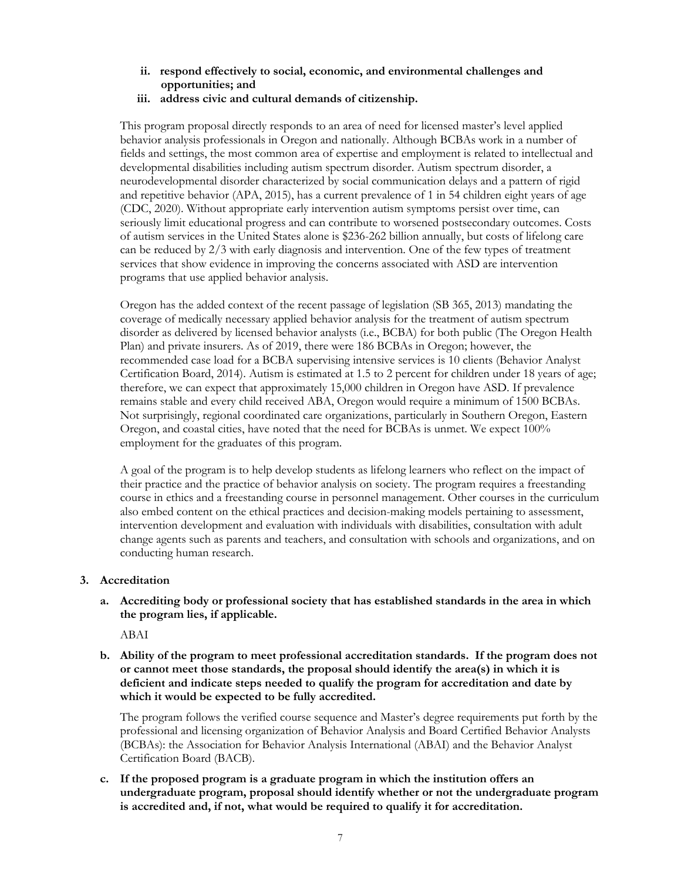**ii. respond effectively to social, economic, and environmental challenges and opportunities; and**

**iii. address civic and cultural demands of citizenship.**

This program proposal directly responds to an area of need for licensed master's level applied behavior analysis professionals in Oregon and nationally. Although BCBAs work in a number of fields and settings, the most common area of expertise and employment is related to intellectual and developmental disabilities including autism spectrum disorder. Autism spectrum disorder, a neurodevelopmental disorder characterized by social communication delays and a pattern of rigid and repetitive behavior (APA, 2015), has a current prevalence of 1 in 54 children eight years of age (CDC, 2020). Without appropriate early intervention autism symptoms persist over time, can seriously limit educational progress and can contribute to worsened postsecondary outcomes. Costs of autism services in the United States alone is $236-262 billion annually, but costs of lifelong care can be reduced by 2/3 with early diagnosis and intervention. One of the few types of treatment services that show evidence in improving the concerns associated with ASD are intervention programs that use applied behavior analysis.

Oregon has the added context of the recent passage of legislation (SB 365, 2013) mandating the coverage of medically necessary applied behavior analysis for the treatment of autism spectrum disorder as delivered by licensed behavior analysts (i.e., BCBA) for both public (The Oregon Health Plan) and private insurers. As of 2019, there were 186 BCBAs in Oregon; however, the recommended case load for a BCBA supervising intensive services is 10 clients (Behavior Analyst Certification Board, 2014). Autism is estimated at 1.5 to 2 percent for children under 18 years of age; therefore, we can expect that approximately 15,000 children in Oregon have ASD. If prevalence remains stable and every child received ABA, Oregon would require a minimum of 1500 BCBAs. Not surprisingly, regional coordinated care organizations, particularly in Southern Oregon, Eastern Oregon, and coastal cities, have noted that the need for BCBAs is unmet. We expect 100% employment for the graduates of this program.

A goal of the program is to help develop students as lifelong learners who reflect on the impact of their practice and the practice of behavior analysis on society. The program requires a freestanding course in ethics and a freestanding course in personnel management. Other courses in the curriculum also embed content on the ethical practices and decision-making models pertaining to assessment, intervention development and evaluation with individuals with disabilities, consultation with adult change agents such as parents and teachers, and consultation with schools and organizations, and on conducting human research.

**3. Accreditation**

**a. Accrediting body or professional society that has established standards in the area in which the program lies, if applicable.**

ABAI

**b. Ability of the program to meet professional accreditation standards. If the program does not or cannot meet those standards, the proposal should identify the area(s) in which it is deficient and indicate steps needed to qualify the program for accreditation and date by which it would be expected to be fully accredited.**

The program follows the verified course sequence and Master's degree requirements put forth by the professional and licensing organization of Behavior Analysis and Board Certified Behavior Analysts (BCBAs): the Association for Behavior Analysis International (ABAI) and the Behavior Analyst Certification Board (BACB).

**c. If the proposed program is a graduate program in which the institution offers an undergraduate program, proposal should identify whether or not the undergraduate program is accredited and, if not, what would be required to qualify it for accreditation.**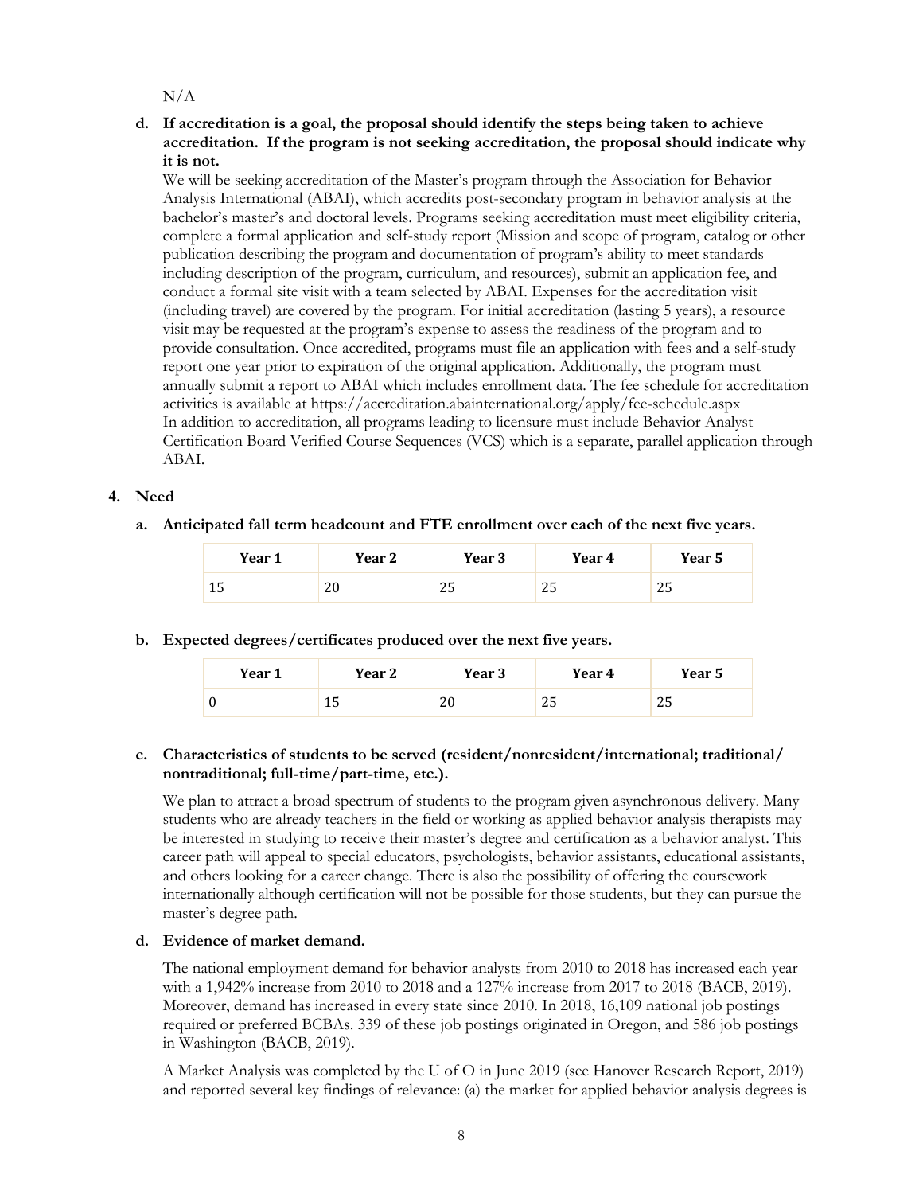N/A

**d. If accreditation is a goal, the proposal should identify the steps being taken to achieve accreditation. If the program is not seeking accreditation, the proposal should indicate why it is not.**

We will be seeking accreditation of the Master's program through the Association for Behavior Analysis International (ABAI), which accredits post-secondary program in behavior analysis at the bachelor's master's and doctoral levels. Programs seeking accreditation must meet eligibility criteria, complete a formal application and self-study report (Mission and scope of program, catalog or other publication describing the program and documentation of program's ability to meet standards including description of the program, curriculum, and resources), submit an application fee, and conduct a formal site visit with a team selected by ABAI. Expenses for the accreditation visit (including travel) are covered by the program. For initial accreditation (lasting 5 years), a resource visit may be requested at the program's expense to assess the readiness of the program and to provide consultation. Once accredited, programs must file an application with fees and a self-study report one year prior to expiration of the original application. Additionally, the program must annually submit a report to ABAI which includes enrollment data. The fee schedule for accreditation activities is available at https://accreditation.abainternational.org/apply/fee-schedule.aspx
In addition to accreditation, all programs leading to licensure must include Behavior Analyst Certification Board Verified Course Sequences (VCS) which is a separate, parallel application through ABAI.

## 4. Need

**a. Anticipated fall term headcount and FTE enrollment over each of the next five years.**

| Year 1 | Year 2 | Year 3 | Year 4 | Year 5 |
|---|---|---|---|---|
| 15 | 20 | 25 | 25 | 25 |

**b. Expected degrees/certificates produced over the next five years.**

| Year 1 | Year 2 | Year 3 | Year 4 | Year 5 |
|---|---|---|---|---|
| 0 | 15 | 20 | 25 | 25 |

**c. Characteristics of students to be served (resident/nonresident/international; traditional/ nontraditional; full-time/part-time, etc.).**

We plan to attract a broad spectrum of students to the program given asynchronous delivery. Many students who are already teachers in the field or working as applied behavior analysis therapists may be interested in studying to receive their master's degree and certification as a behavior analyst. This career path will appeal to special educators, psychologists, behavior assistants, educational assistants, and others looking for a career change. There is also the possibility of offering the coursework internationally although certification will not be possible for those students, but they can pursue the master's degree path.

**d. Evidence of market demand.**

The national employment demand for behavior analysts from 2010 to 2018 has increased each year with a 1,942% increase from 2010 to 2018 and a 127% increase from 2017 to 2018 (BACB, 2019). Moreover, demand has increased in every state since 2010. In 2018, 16,109 national job postings required or preferred BCBAs. 339 of these job postings originated in Oregon, and 586 job postings in Washington (BACB, 2019).

A Market Analysis was completed by the U of O in June 2019 (see Hanover Research Report, 2019) and reported several key findings of relevance: (a) the market for applied behavior analysis degrees is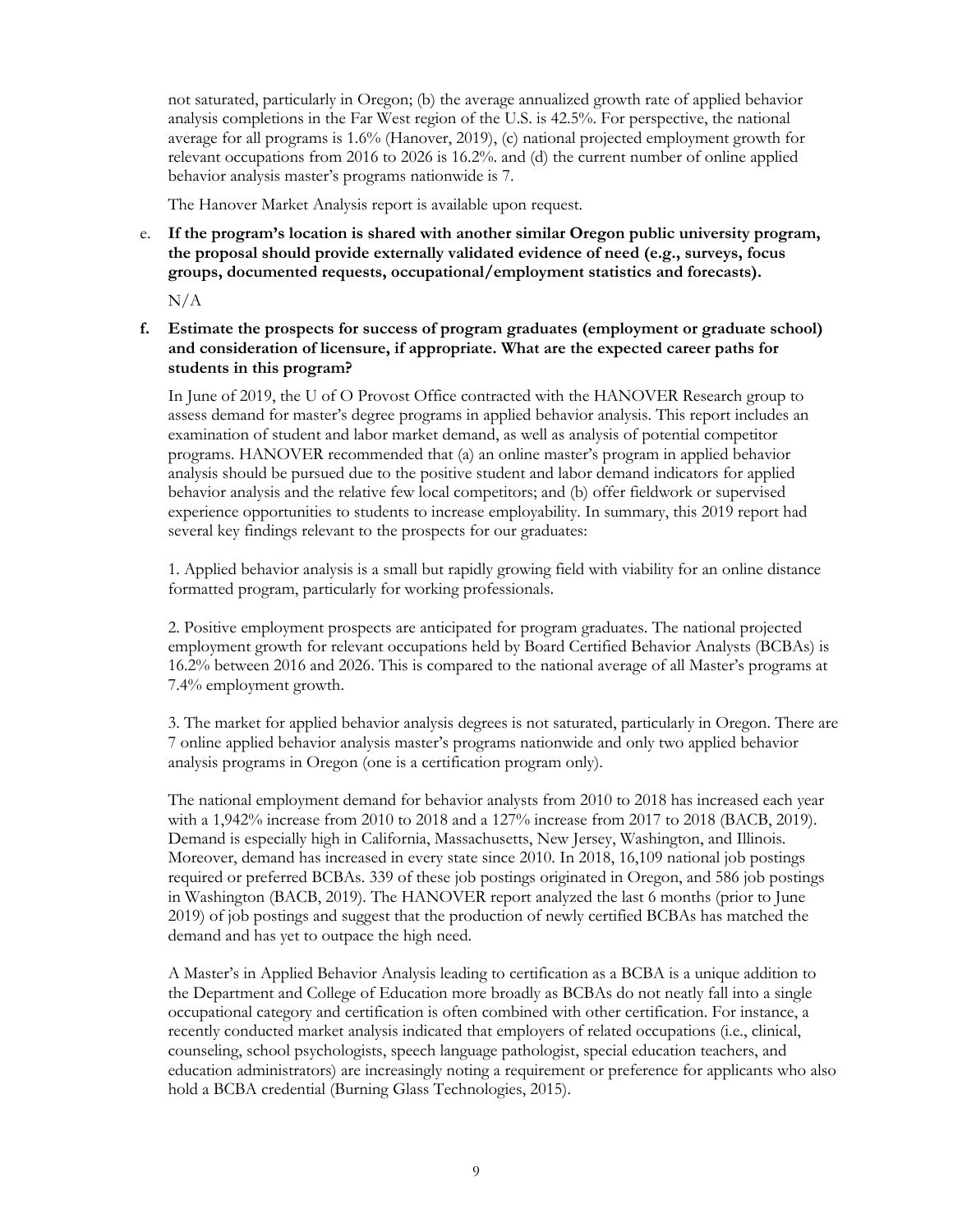not saturated, particularly in Oregon; (b) the average annualized growth rate of applied behavior analysis completions in the Far West region of the U.S. is 42.5%. For perspective, the national average for all programs is 1.6% (Hanover, 2019), (c) national projected employment growth for relevant occupations from 2016 to 2026 is 16.2%. and (d) the current number of online applied behavior analysis master's programs nationwide is 7.

The Hanover Market Analysis report is available upon request.

e. **If the program's location is shared with another similar Oregon public university program, the proposal should provide externally validated evidence of need (e.g., surveys, focus groups, documented requests, occupational/employment statistics and forecasts).**

N/A

f. **Estimate the prospects for success of program graduates (employment or graduate school) and consideration of licensure, if appropriate. What are the expected career paths for students in this program?**

In June of 2019, the U of O Provost Office contracted with the HANOVER Research group to assess demand for master's degree programs in applied behavior analysis. This report includes an examination of student and labor market demand, as well as analysis of potential competitor programs. HANOVER recommended that (a) an online master's program in applied behavior analysis should be pursued due to the positive student and labor demand indicators for applied behavior analysis and the relative few local competitors; and (b) offer fieldwork or supervised experience opportunities to students to increase employability. In summary, this 2019 report had several key findings relevant to the prospects for our graduates:

1. Applied behavior analysis is a small but rapidly growing field with viability for an online distance formatted program, particularly for working professionals.

2. Positive employment prospects are anticipated for program graduates. The national projected employment growth for relevant occupations held by Board Certified Behavior Analysts (BCBAs) is 16.2% between 2016 and 2026. This is compared to the national average of all Master's programs at 7.4% employment growth.

3. The market for applied behavior analysis degrees is not saturated, particularly in Oregon. There are 7 online applied behavior analysis master's programs nationwide and only two applied behavior analysis programs in Oregon (one is a certification program only).

The national employment demand for behavior analysts from 2010 to 2018 has increased each year with a 1,942% increase from 2010 to 2018 and a 127% increase from 2017 to 2018 (BACB, 2019). Demand is especially high in California, Massachusetts, New Jersey, Washington, and Illinois. Moreover, demand has increased in every state since 2010. In 2018, 16,109 national job postings required or preferred BCBAs. 339 of these job postings originated in Oregon, and 586 job postings in Washington (BACB, 2019). The HANOVER report analyzed the last 6 months (prior to June 2019) of job postings and suggest that the production of newly certified BCBAs has matched the demand and has yet to outpace the high need.

A Master's in Applied Behavior Analysis leading to certification as a BCBA is a unique addition to the Department and College of Education more broadly as BCBAs do not neatly fall into a single occupational category and certification is often combined with other certification. For instance, a recently conducted market analysis indicated that employers of related occupations (i.e., clinical, counseling, school psychologists, speech language pathologist, special education teachers, and education administrators) are increasingly noting a requirement or preference for applicants who also hold a BCBA credential (Burning Glass Technologies, 2015).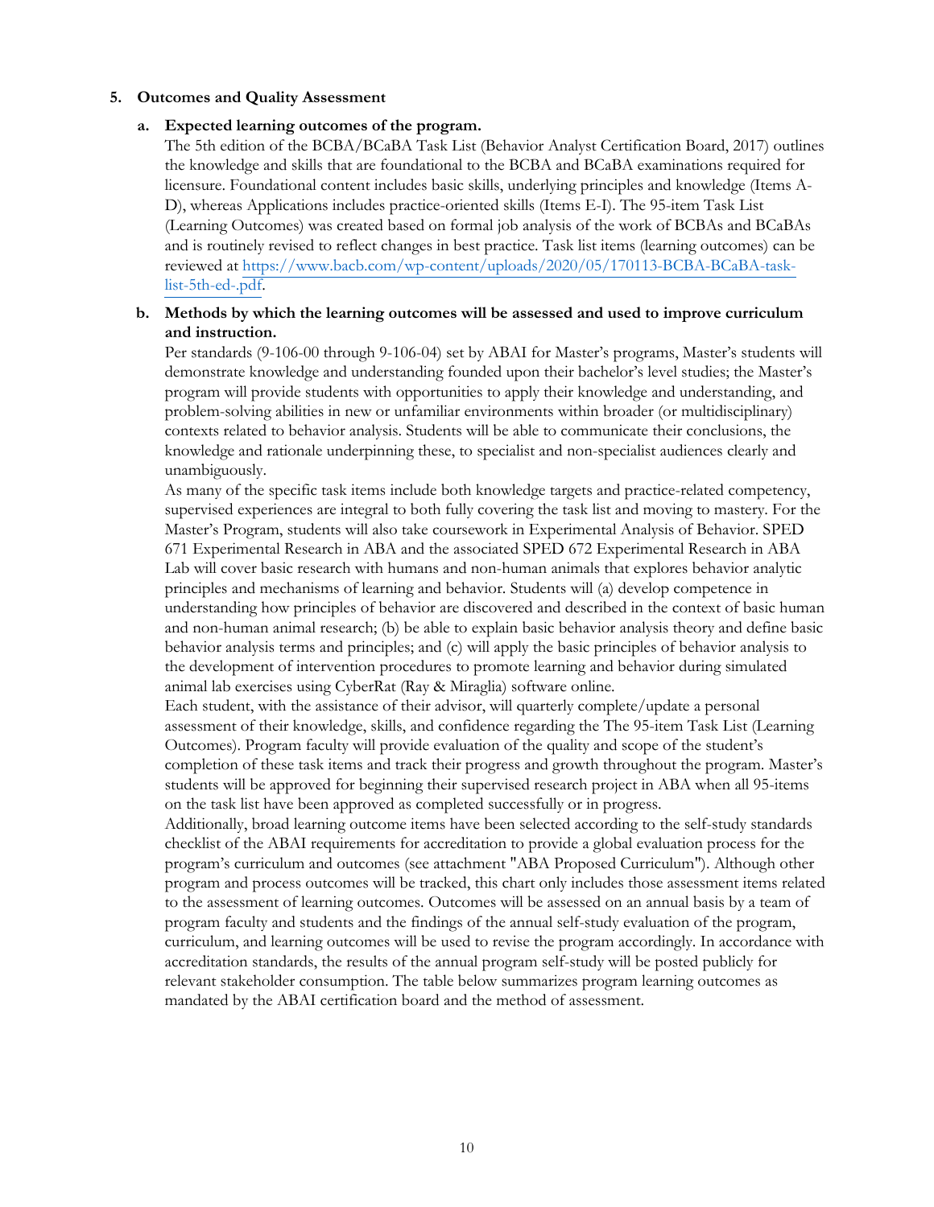**5. Outcomes and Quality Assessment**

**a. Expected learning outcomes of the program.**

The 5th edition of the BCBA/BCaBA Task List (Behavior Analyst Certification Board, 2017) outlines the knowledge and skills that are foundational to the BCBA and BCaBA examinations required for licensure. Foundational content includes basic skills, underlying principles and knowledge (Items A-D), whereas Applications includes practice-oriented skills (Items E-I). The 95-item Task List (Learning Outcomes) was created based on formal job analysis of the work of BCBAs and BCaBAs and is routinely revised to reflect changes in best practice. Task list items (learning outcomes) can be reviewed at https://www.bacb.com/wp-content/uploads/2020/05/170113-BCBA-BCaBA-task-list-5th-ed-.pdf.

**b. Methods by which the learning outcomes will be assessed and used to improve curriculum and instruction.**

Per standards (9-106-00 through 9-106-04) set by ABAI for Master's programs, Master's students will demonstrate knowledge and understanding founded upon their bachelor's level studies; the Master's program will provide students with opportunities to apply their knowledge and understanding, and problem-solving abilities in new or unfamiliar environments within broader (or multidisciplinary) contexts related to behavior analysis. Students will be able to communicate their conclusions, the knowledge and rationale underpinning these, to specialist and non-specialist audiences clearly and unambiguously.

As many of the specific task items include both knowledge targets and practice-related competency, supervised experiences are integral to both fully covering the task list and moving to mastery. For the Master's Program, students will also take coursework in Experimental Analysis of Behavior. SPED 671 Experimental Research in ABA and the associated SPED 672 Experimental Research in ABA Lab will cover basic research with humans and non-human animals that explores behavior analytic principles and mechanisms of learning and behavior. Students will (a) develop competence in understanding how principles of behavior are discovered and described in the context of basic human and non-human animal research; (b) be able to explain basic behavior analysis theory and define basic behavior analysis terms and principles; and (c) will apply the basic principles of behavior analysis to the development of intervention procedures to promote learning and behavior during simulated animal lab exercises using CyberRat (Ray & Miraglia) software online.

Each student, with the assistance of their advisor, will quarterly complete/update a personal assessment of their knowledge, skills, and confidence regarding the The 95-item Task List (Learning Outcomes). Program faculty will provide evaluation of the quality and scope of the student's completion of these task items and track their progress and growth throughout the program. Master's students will be approved for beginning their supervised research project in ABA when all 95-items on the task list have been approved as completed successfully or in progress.

Additionally, broad learning outcome items have been selected according to the self-study standards checklist of the ABAI requirements for accreditation to provide a global evaluation process for the program's curriculum and outcomes (see attachment "ABA Proposed Curriculum"). Although other program and process outcomes will be tracked, this chart only includes those assessment items related to the assessment of learning outcomes. Outcomes will be assessed on an annual basis by a team of program faculty and students and the findings of the annual self-study evaluation of the program, curriculum, and learning outcomes will be used to revise the program accordingly. In accordance with accreditation standards, the results of the annual program self-study will be posted publicly for relevant stakeholder consumption. The table below summarizes program learning outcomes as mandated by the ABAI certification board and the method of assessment.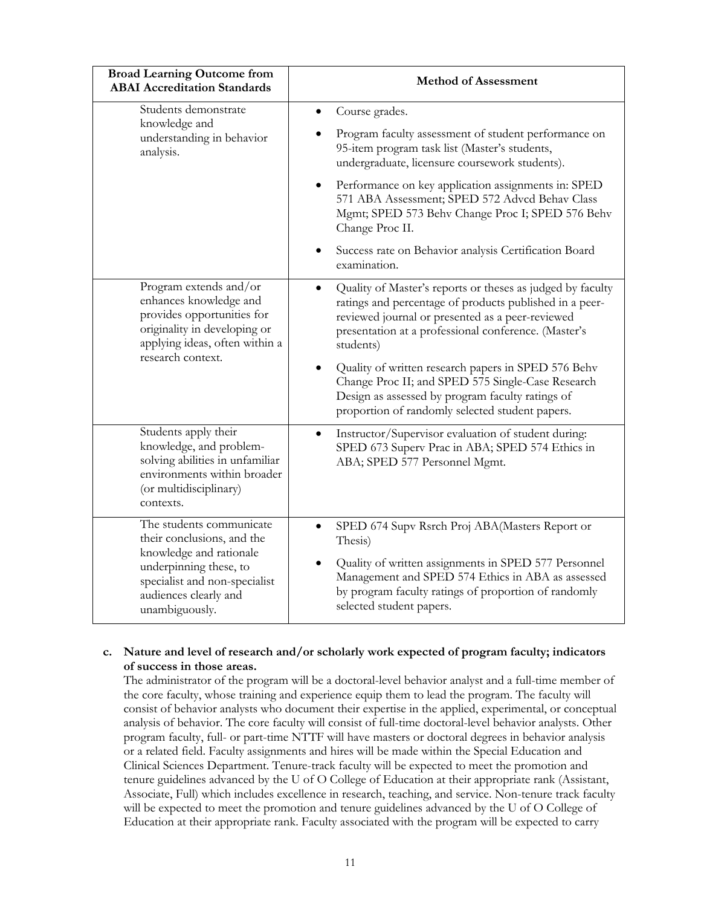| Broad Learning Outcome from ABAI Accreditation Standards | Method of Assessment |
|---|---|
| Students demonstrate knowledge and understanding in behavior analysis. | • Course grades.<br>• Program faculty assessment of student performance on 95-item program task list (Master's students, undergraduate, licensure coursework students).<br>• Performance on key application assignments in: SPED 571 ABA Assessment; SPED 572 Advcd Behav Class Mgmt; SPED 573 Behv Change Proc I; SPED 576 Behv Change Proc II.<br>• Success rate on Behavior analysis Certification Board examination. |
| Program extends and/or enhances knowledge and provides opportunities for originality in developing or applying ideas, often within a research context. | • Quality of Master's reports or theses as judged by faculty ratings and percentage of products published in a peer-reviewed journal or presented as a peer-reviewed presentation at a professional conference. (Master's students)<br>• Quality of written research papers in SPED 576 Behv Change Proc II; and SPED 575 Single-Case Research Design as assessed by program faculty ratings of proportion of randomly selected student papers. |
| Students apply their knowledge, and problem-solving abilities in unfamiliar environments within broader (or multidisciplinary) contexts. | • Instructor/Supervisor evaluation of student during: SPED 673 Superv Prac in ABA; SPED 574 Ethics in ABA; SPED 577 Personnel Mgmt. |
| The students communicate their conclusions, and the knowledge and rationale underpinning these, to specialist and non-specialist audiences clearly and unambiguously. | • SPED 674 Supv Rsrch Proj ABA(Masters Report or Thesis)<br>• Quality of written assignments in SPED 577 Personnel Management and SPED 574 Ethics in ABA as assessed by program faculty ratings of proportion of randomly selected student papers. |

**c. Nature and level of research and/or scholarly work expected of program faculty; indicators of success in those areas.**

The administrator of the program will be a doctoral-level behavior analyst and a full-time member of the core faculty, whose training and experience equip them to lead the program. The faculty will consist of behavior analysts who document their expertise in the applied, experimental, or conceptual analysis of behavior. The core faculty will consist of full-time doctoral-level behavior analysts. Other program faculty, full- or part-time NTTF will have masters or doctoral degrees in behavior analysis or a related field. Faculty assignments and hires will be made within the Special Education and Clinical Sciences Department. Tenure-track faculty will be expected to meet the promotion and tenure guidelines advanced by the U of O College of Education at their appropriate rank (Assistant, Associate, Full) which includes excellence in research, teaching, and service. Non-tenure track faculty will be expected to meet the promotion and tenure guidelines advanced by the U of O College of Education at their appropriate rank. Faculty associated with the program will be expected to carry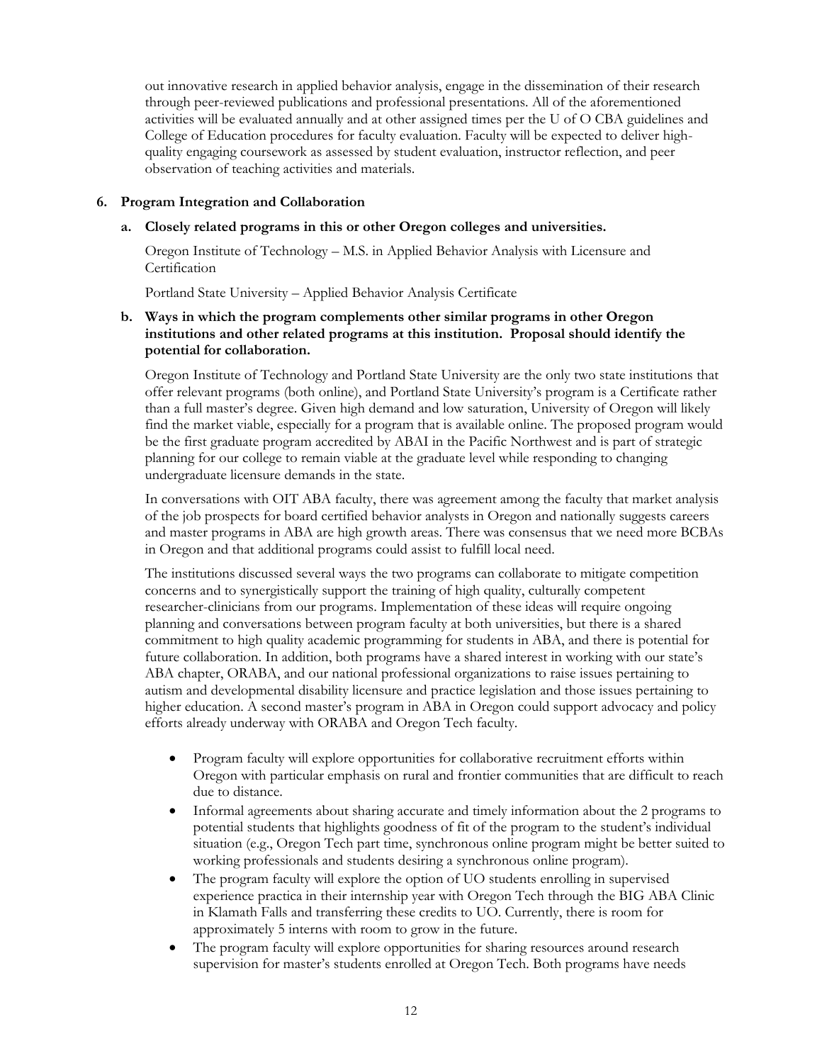out innovative research in applied behavior analysis, engage in the dissemination of their research through peer-reviewed publications and professional presentations. All of the aforementioned activities will be evaluated annually and at other assigned times per the U of O CBA guidelines and College of Education procedures for faculty evaluation. Faculty will be expected to deliver high-quality engaging coursework as assessed by student evaluation, instructor reflection, and peer observation of teaching activities and materials.

**6. Program Integration and Collaboration**

**a. Closely related programs in this or other Oregon colleges and universities.**

Oregon Institute of Technology – M.S. in Applied Behavior Analysis with Licensure and Certification

Portland State University – Applied Behavior Analysis Certificate

**b. Ways in which the program complements other similar programs in other Oregon institutions and other related programs at this institution. Proposal should identify the potential for collaboration.**

Oregon Institute of Technology and Portland State University are the only two state institutions that offer relevant programs (both online), and Portland State University's program is a Certificate rather than a full master's degree. Given high demand and low saturation, University of Oregon will likely find the market viable, especially for a program that is available online. The proposed program would be the first graduate program accredited by ABAI in the Pacific Northwest and is part of strategic planning for our college to remain viable at the graduate level while responding to changing undergraduate licensure demands in the state.

In conversations with OIT ABA faculty, there was agreement among the faculty that market analysis of the job prospects for board certified behavior analysts in Oregon and nationally suggests careers and master programs in ABA are high growth areas. There was consensus that we need more BCBAs in Oregon and that additional programs could assist to fulfill local need.

The institutions discussed several ways the two programs can collaborate to mitigate competition concerns and to synergistically support the training of high quality, culturally competent researcher-clinicians from our programs. Implementation of these ideas will require ongoing planning and conversations between program faculty at both universities, but there is a shared commitment to high quality academic programming for students in ABA, and there is potential for future collaboration. In addition, both programs have a shared interest in working with our state's ABA chapter, ORABA, and our national professional organizations to raise issues pertaining to autism and developmental disability licensure and practice legislation and those issues pertaining to higher education. A second master's program in ABA in Oregon could support advocacy and policy efforts already underway with ORABA and Oregon Tech faculty.

- Program faculty will explore opportunities for collaborative recruitment efforts within Oregon with particular emphasis on rural and frontier communities that are difficult to reach due to distance.
- Informal agreements about sharing accurate and timely information about the 2 programs to potential students that highlights goodness of fit of the program to the student's individual situation (e.g., Oregon Tech part time, synchronous online program might be better suited to working professionals and students desiring a synchronous online program).
- The program faculty will explore the option of UO students enrolling in supervised experience practica in their internship year with Oregon Tech through the BIG ABA Clinic in Klamath Falls and transferring these credits to UO. Currently, there is room for approximately 5 interns with room to grow in the future.
- The program faculty will explore opportunities for sharing resources around research supervision for master's students enrolled at Oregon Tech. Both programs have needs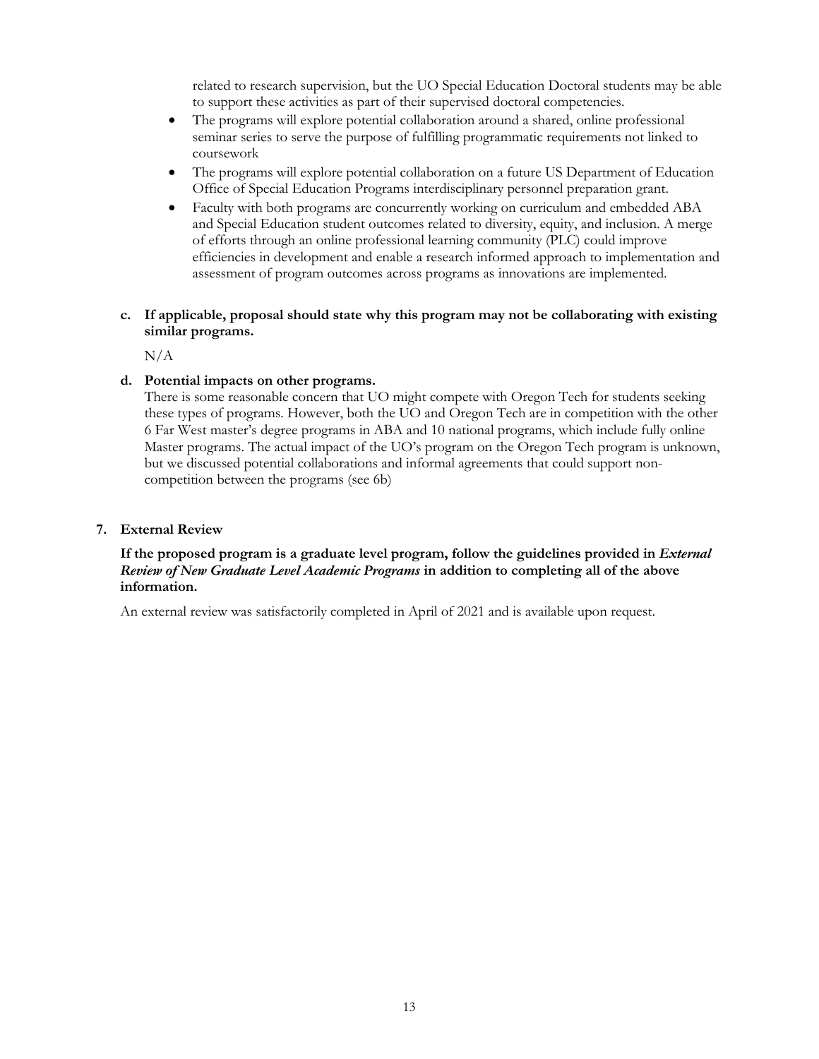related to research supervision, but the UO Special Education Doctoral students may be able to support these activities as part of their supervised doctoral competencies.

- The programs will explore potential collaboration around a shared, online professional seminar series to serve the purpose of fulfilling programmatic requirements not linked to coursework
- The programs will explore potential collaboration on a future US Department of Education Office of Special Education Programs interdisciplinary personnel preparation grant.
- Faculty with both programs are concurrently working on curriculum and embedded ABA and Special Education student outcomes related to diversity, equity, and inclusion. A merge of efforts through an online professional learning community (PLC) could improve efficiencies in development and enable a research informed approach to implementation and assessment of program outcomes across programs as innovations are implemented.

**c. If applicable, proposal should state why this program may not be collaborating with existing similar programs.**

N/A

**d. Potential impacts on other programs.**

There is some reasonable concern that UO might compete with Oregon Tech for students seeking these types of programs. However, both the UO and Oregon Tech are in competition with the other 6 Far West master's degree programs in ABA and 10 national programs, which include fully online Master programs. The actual impact of the UO's program on the Oregon Tech program is unknown, but we discussed potential collaborations and informal agreements that could support non-competition between the programs (see 6b)

## 7. External Review

**If the proposed program is a graduate level program, follow the guidelines provided in *External Review of New Graduate Level Academic Programs* in addition to completing all of the above information.**

An external review was satisfactorily completed in April of 2021 and is available upon request.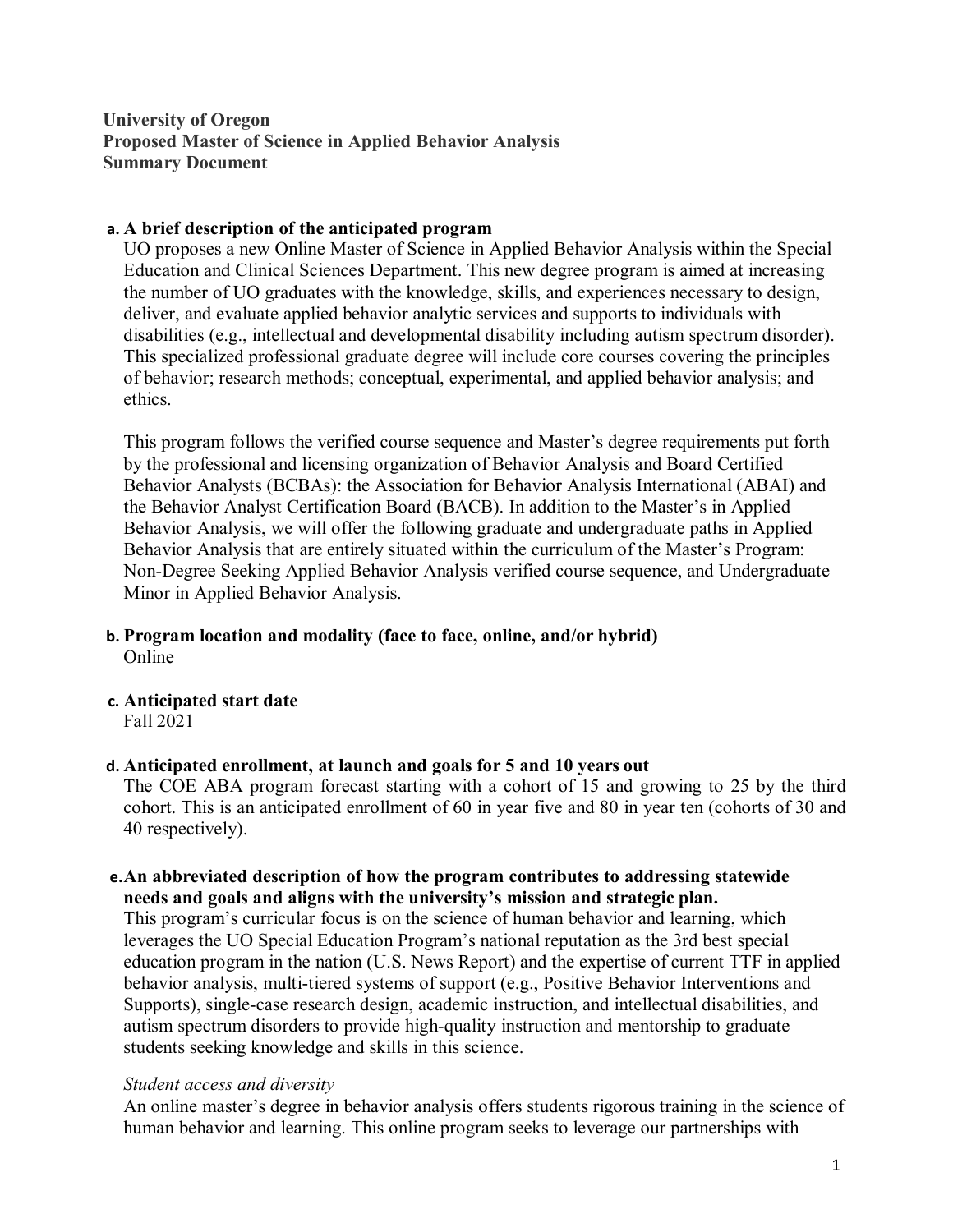**University of Oregon**
**Proposed Master of Science in Applied Behavior Analysis**
**Summary Document**

**a. A brief description of the anticipated program**

UO proposes a new Online Master of Science in Applied Behavior Analysis within the Special Education and Clinical Sciences Department. This new degree program is aimed at increasing the number of UO graduates with the knowledge, skills, and experiences necessary to design, deliver, and evaluate applied behavior analytic services and supports to individuals with disabilities (e.g., intellectual and developmental disability including autism spectrum disorder). This specialized professional graduate degree will include core courses covering the principles of behavior; research methods; conceptual, experimental, and applied behavior analysis; and ethics.

This program follows the verified course sequence and Master's degree requirements put forth by the professional and licensing organization of Behavior Analysis and Board Certified Behavior Analysts (BCBAs): the Association for Behavior Analysis International (ABAI) and the Behavior Analyst Certification Board (BACB). In addition to the Master's in Applied Behavior Analysis, we will offer the following graduate and undergraduate paths in Applied Behavior Analysis that are entirely situated within the curriculum of the Master's Program: Non-Degree Seeking Applied Behavior Analysis verified course sequence, and Undergraduate Minor in Applied Behavior Analysis.

**b. Program location and modality (face to face, online, and/or hybrid)**

Online

**c. Anticipated start date**

Fall 2021

**d. Anticipated enrollment, at launch and goals for 5 and 10 years out**

The COE ABA program forecast starting with a cohort of 15 and growing to 25 by the third cohort. This is an anticipated enrollment of 60 in year five and 80 in year ten (cohorts of 30 and 40 respectively).

**e. An abbreviated description of how the program contributes to addressing statewide needs and goals and aligns with the university's mission and strategic plan.**

This program's curricular focus is on the science of human behavior and learning, which leverages the UO Special Education Program's national reputation as the 3rd best special education program in the nation (U.S. News Report) and the expertise of current TTF in applied behavior analysis, multi-tiered systems of support (e.g., Positive Behavior Interventions and Supports), single-case research design, academic instruction, and intellectual disabilities, and autism spectrum disorders to provide high-quality instruction and mentorship to graduate students seeking knowledge and skills in this science.

*Student access and diversity*

An online master's degree in behavior analysis offers students rigorous training in the science of human behavior and learning. This online program seeks to leverage our partnerships with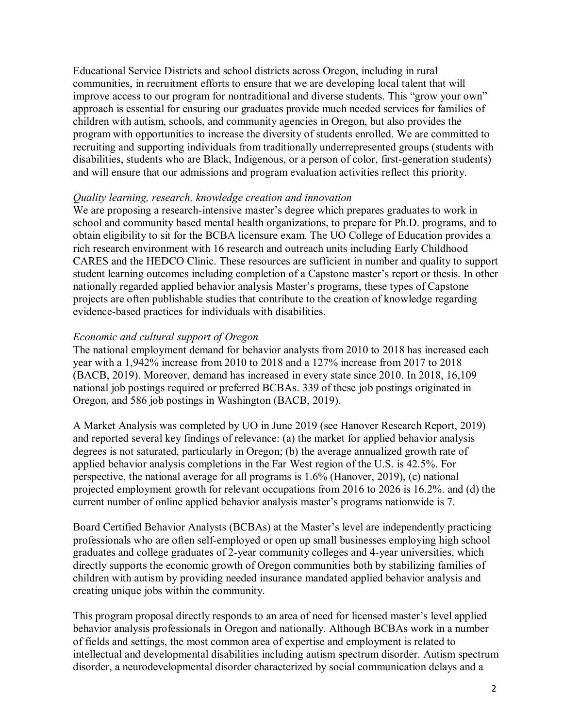Educational Service Districts and school districts across Oregon, including in rural communities, in recruitment efforts to ensure that we are developing local talent that will improve access to our program for nontraditional and diverse students. This "grow your own" approach is essential for ensuring our graduates provide much needed services for families of children with autism, schools, and community agencies in Oregon, but also provides the program with opportunities to increase the diversity of students enrolled. We are committed to recruiting and supporting individuals from traditionally underrepresented groups (students with disabilities, students who are Black, Indigenous, or a person of color, first-generation students) and will ensure that our admissions and program evaluation activities reflect this priority.

*Quality learning, research, knowledge creation and innovation*

We are proposing a research-intensive master's degree which prepares graduates to work in school and community based mental health organizations, to prepare for Ph.D. programs, and to obtain eligibility to sit for the BCBA licensure exam. The UO College of Education provides a rich research environment with 16 research and outreach units including Early Childhood CARES and the HEDCO Clinic. These resources are sufficient in number and quality to support student learning outcomes including completion of a Capstone master's report or thesis. In other nationally regarded applied behavior analysis Master's programs, these types of Capstone projects are often publishable studies that contribute to the creation of knowledge regarding evidence-based practices for individuals with disabilities.

*Economic and cultural support of Oregon*

The national employment demand for behavior analysts from 2010 to 2018 has increased each year with a 1,942% increase from 2010 to 2018 and a 127% increase from 2017 to 2018 (BACB, 2019). Moreover, demand has increased in every state since 2010. In 2018, 16,109 national job postings required or preferred BCBAs. 339 of these job postings originated in Oregon, and 586 job postings in Washington (BACB, 2019).

A Market Analysis was completed by UO in June 2019 (see Hanover Research Report, 2019) and reported several key findings of relevance: (a) the market for applied behavior analysis degrees is not saturated, particularly in Oregon; (b) the average annualized growth rate of applied behavior analysis completions in the Far West region of the U.S. is 42.5%. For perspective, the national average for all programs is 1.6% (Hanover, 2019), (c) national projected employment growth for relevant occupations from 2016 to 2026 is 16.2%. and (d) the current number of online applied behavior analysis master's programs nationwide is 7.

Board Certified Behavior Analysts (BCBAs) at the Master's level are independently practicing professionals who are often self-employed or open up small businesses employing high school graduates and college graduates of 2-year community colleges and 4-year universities, which directly supports the economic growth of Oregon communities both by stabilizing families of children with autism by providing needed insurance mandated applied behavior analysis and creating unique jobs within the community.

This program proposal directly responds to an area of need for licensed master's level applied behavior analysis professionals in Oregon and nationally. Although BCBAs work in a number of fields and settings, the most common area of expertise and employment is related to intellectual and developmental disabilities including autism spectrum disorder. Autism spectrum disorder, a neurodevelopmental disorder characterized by social communication delays and a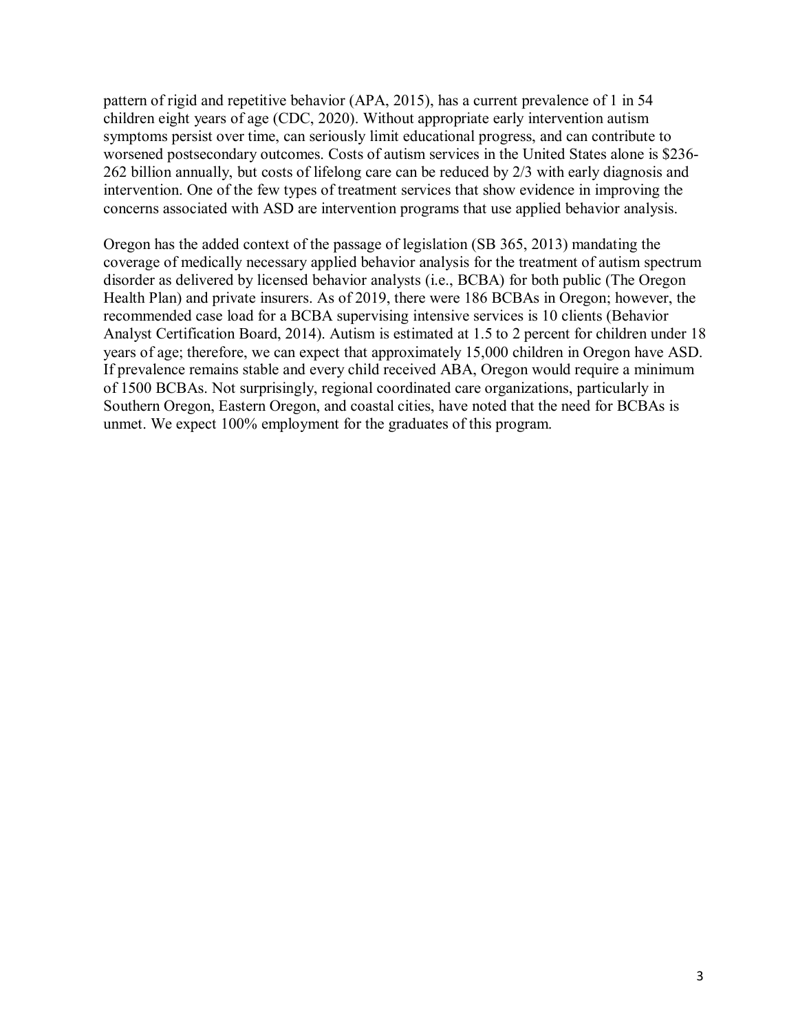pattern of rigid and repetitive behavior (APA, 2015), has a current prevalence of 1 in 54 children eight years of age (CDC, 2020). Without appropriate early intervention autism symptoms persist over time, can seriously limit educational progress, and can contribute to worsened postsecondary outcomes. Costs of autism services in the United States alone is $236-262 billion annually, but costs of lifelong care can be reduced by 2/3 with early diagnosis and intervention. One of the few types of treatment services that show evidence in improving the concerns associated with ASD are intervention programs that use applied behavior analysis.

Oregon has the added context of the passage of legislation (SB 365, 2013) mandating the coverage of medically necessary applied behavior analysis for the treatment of autism spectrum disorder as delivered by licensed behavior analysts (i.e., BCBA) for both public (The Oregon Health Plan) and private insurers. As of 2019, there were 186 BCBAs in Oregon; however, the recommended case load for a BCBA supervising intensive services is 10 clients (Behavior Analyst Certification Board, 2014). Autism is estimated at 1.5 to 2 percent for children under 18 years of age; therefore, we can expect that approximately 15,000 children in Oregon have ASD. If prevalence remains stable and every child received ABA, Oregon would require a minimum of 1500 BCBAs. Not surprisingly, regional coordinated care organizations, particularly in Southern Oregon, Eastern Oregon, and coastal cities, have noted that the need for BCBAs is unmet. We expect 100% employment for the graduates of this program.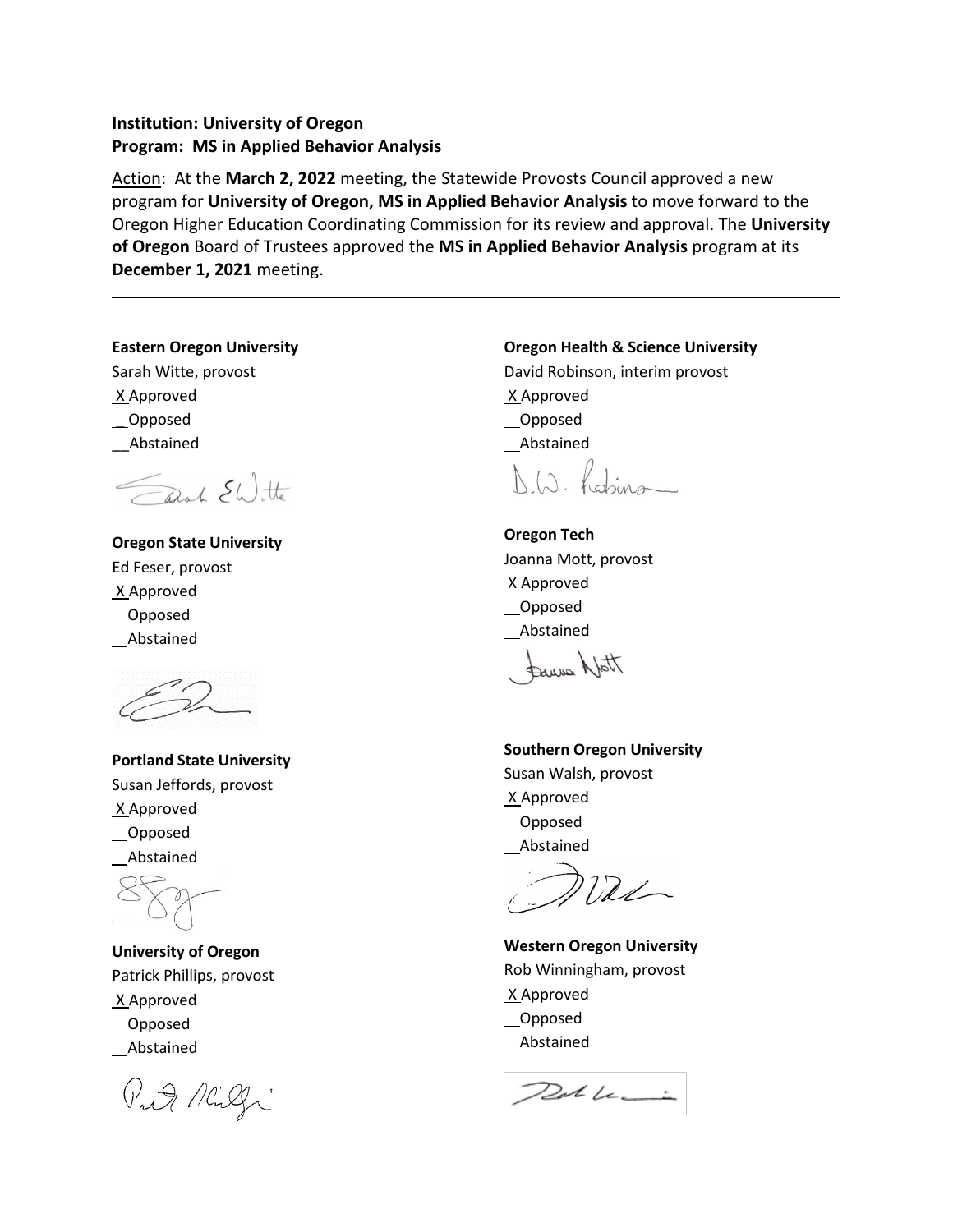**Institution: University of Oregon**
**Program: MS in Applied Behavior Analysis**

Action: At the **March 2, 2022** meeting, the Statewide Provosts Council approved a new program for **University of Oregon, MS in Applied Behavior Analysis** to move forward to the Oregon Higher Education Coordinating Commission for its review and approval. The **University of Oregon** Board of Trustees approved the **MS in Applied Behavior Analysis** program at its **December 1, 2021** meeting.

---

**Eastern Oregon University**
Sarah Witte, provost
X Approved
__Opposed
__Abstained

**Oregon State University**
Ed Feser, provost
X Approved
__Opposed
__Abstained

**Portland State University**
Susan Jeffords, provost
X Approved
__Opposed
__Abstained

**University of Oregon**
Patrick Phillips, provost
X Approved
__Opposed
__Abstained

**Oregon Health & Science University**
David Robinson, interim provost
X Approved
__Opposed
__Abstained

**Oregon Tech**
Joanna Mott, provost
X Approved
__Opposed
__Abstained

**Southern Oregon University**
Susan Walsh, provost
X Approved
__Opposed
__Abstained

**Western Oregon University**
Rob Winningham, provost
X Approved
__Opposed
__Abstained